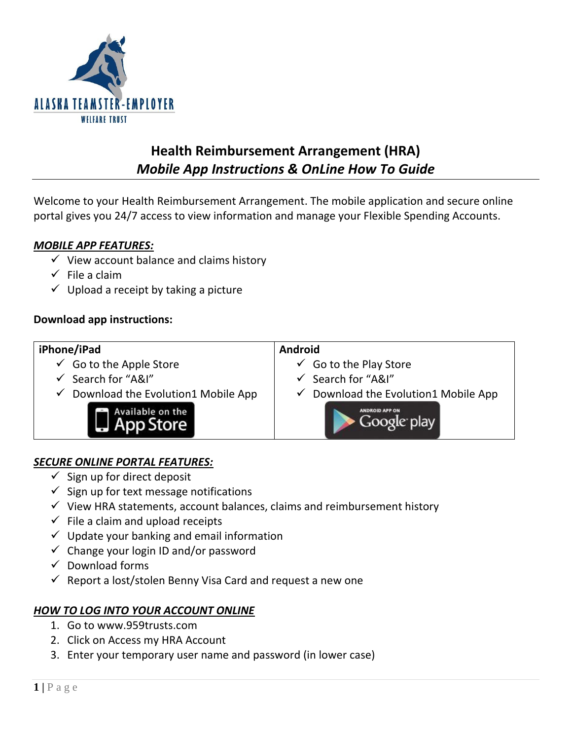ALASKA TEAMSTER-EMPLOYER WELFARE TRUST

# Health Reimbursement Arrangement (HRA)
## *Mobile App Instructions & OnLine How To Guide*

Welcome to your Health Reimbursement Arrangement. The mobile application and secure online portal gives you 24/7 access to view information and manage your Flexible Spending Accounts.

***MOBILE APP FEATURES:***

- ✓ View account balance and claims history
- ✓ File a claim
- ✓ Upload a receipt by taking a picture

**Download app instructions:**

| iPhone/iPad | Android |
|---|---|
| ✓ Go to the Apple Store<br>✓ Search for "A&I"<br>✓ Download the Evolution1 Mobile App<br>Available on the App Store | ✓ Go to the Play Store<br>✓ Search for "A&I"<br>✓ Download the Evolution1 Mobile App<br>Android App on Google play |

***SECURE ONLINE PORTAL FEATURES:***

- ✓ Sign up for direct deposit
- ✓ Sign up for text message notifications
- ✓ View HRA statements, account balances, claims and reimbursement history
- ✓ File a claim and upload receipts
- ✓ Update your banking and email information
- ✓ Change your login ID and/or password
- ✓ Download forms
- ✓ Report a lost/stolen Benny Visa Card and request a new one

***HOW TO LOG INTO YOUR ACCOUNT ONLINE***

1. Go to www.959trusts.com
2. Click on Access my HRA Account
3. Enter your temporary user name and password (in lower case)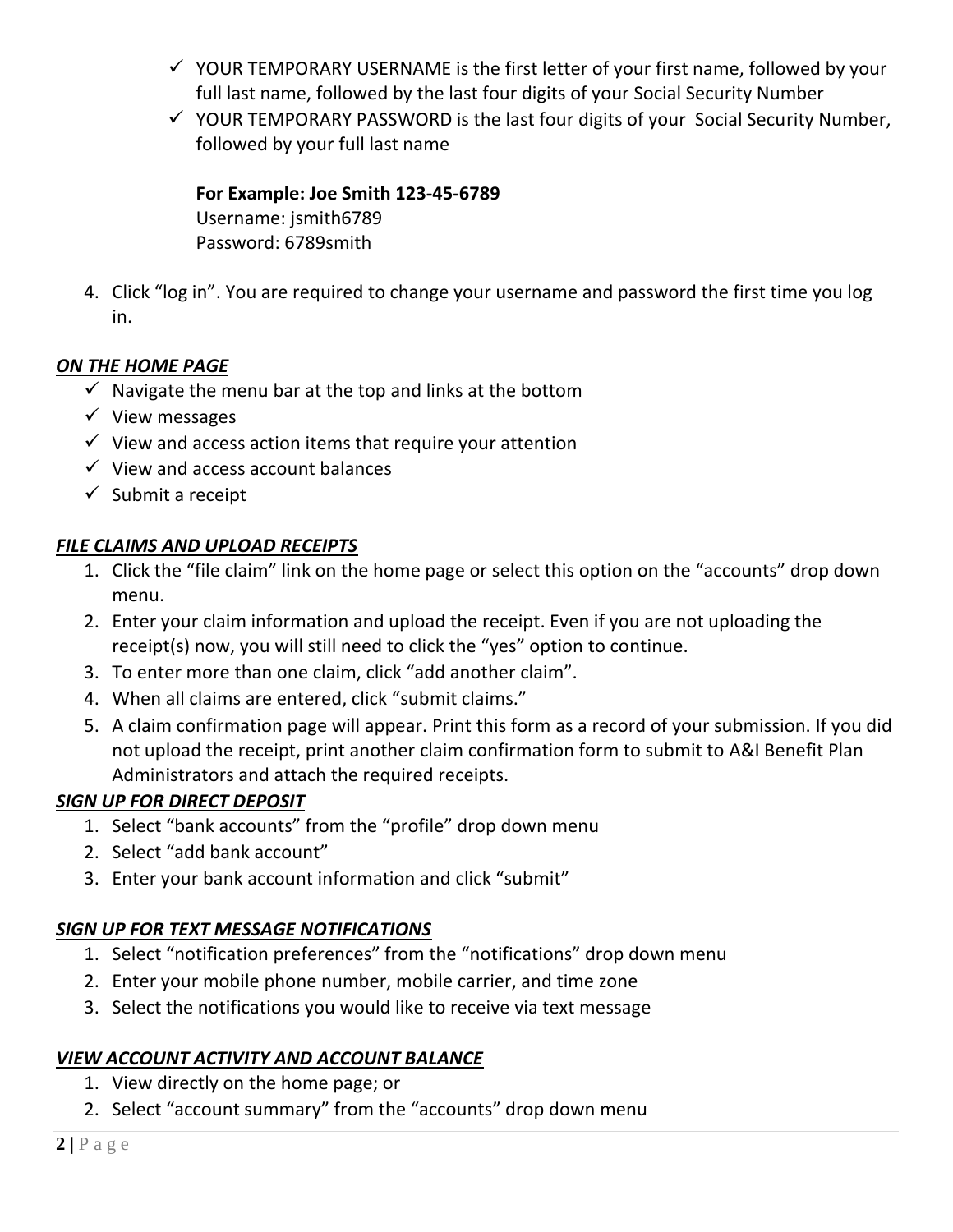- ✓ YOUR TEMPORARY USERNAME is the first letter of your first name, followed by your full last name, followed by the last four digits of your Social Security Number
- ✓ YOUR TEMPORARY PASSWORD is the last four digits of your Social Security Number, followed by your full last name

  **For Example: Joe Smith 123-45-6789**
  Username: jsmith6789
  Password: 6789smith

4. Click "log in". You are required to change your username and password the first time you log in.

***ON THE HOME PAGE***

- ✓ Navigate the menu bar at the top and links at the bottom
- ✓ View messages
- ✓ View and access action items that require your attention
- ✓ View and access account balances
- ✓ Submit a receipt

***FILE CLAIMS AND UPLOAD RECEIPTS***

1. Click the "file claim" link on the home page or select this option on the "accounts" drop down menu.
2. Enter your claim information and upload the receipt. Even if you are not uploading the receipt(s) now, you will still need to click the "yes" option to continue.
3. To enter more than one claim, click "add another claim".
4. When all claims are entered, click "submit claims."
5. A claim confirmation page will appear. Print this form as a record of your submission. If you did not upload the receipt, print another claim confirmation form to submit to A&I Benefit Plan Administrators and attach the required receipts.

***SIGN UP FOR DIRECT DEPOSIT***

1. Select "bank accounts" from the "profile" drop down menu
2. Select "add bank account"
3. Enter your bank account information and click "submit"

***SIGN UP FOR TEXT MESSAGE NOTIFICATIONS***

1. Select "notification preferences" from the "notifications" drop down menu
2. Enter your mobile phone number, mobile carrier, and time zone
3. Select the notifications you would like to receive via text message

***VIEW ACCOUNT ACTIVITY AND ACCOUNT BALANCE***

1. View directly on the home page; or
2. Select "account summary" from the "accounts" drop down menu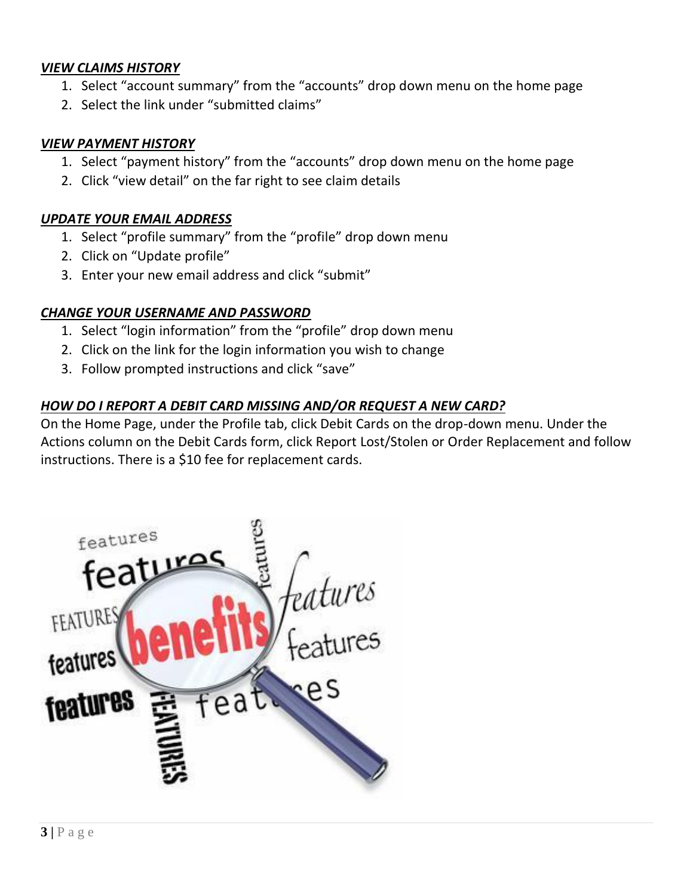***VIEW CLAIMS HISTORY***

1. Select “account summary” from the “accounts” drop down menu on the home page
2. Select the link under “submitted claims”

***VIEW PAYMENT HISTORY***

1. Select “payment history” from the “accounts” drop down menu on the home page
2. Click “view detail” on the far right to see claim details

***UPDATE YOUR EMAIL ADDRESS***

1. Select “profile summary” from the “profile” drop down menu
2. Click on “Update profile”
3. Enter your new email address and click “submit”

***CHANGE YOUR USERNAME AND PASSWORD***

1. Select “login information” from the “profile” drop down menu
2. Click on the link for the login information you wish to change
3. Follow prompted instructions and click “save”

***HOW DO I REPORT A DEBIT CARD MISSING AND/OR REQUEST A NEW CARD?***

On the Home Page, under the Profile tab, click Debit Cards on the drop-down menu. Under the Actions column on the Debit Cards form, click Report Lost/Stolen or Order Replacement and follow instructions. There is a $10 fee for replacement cards.